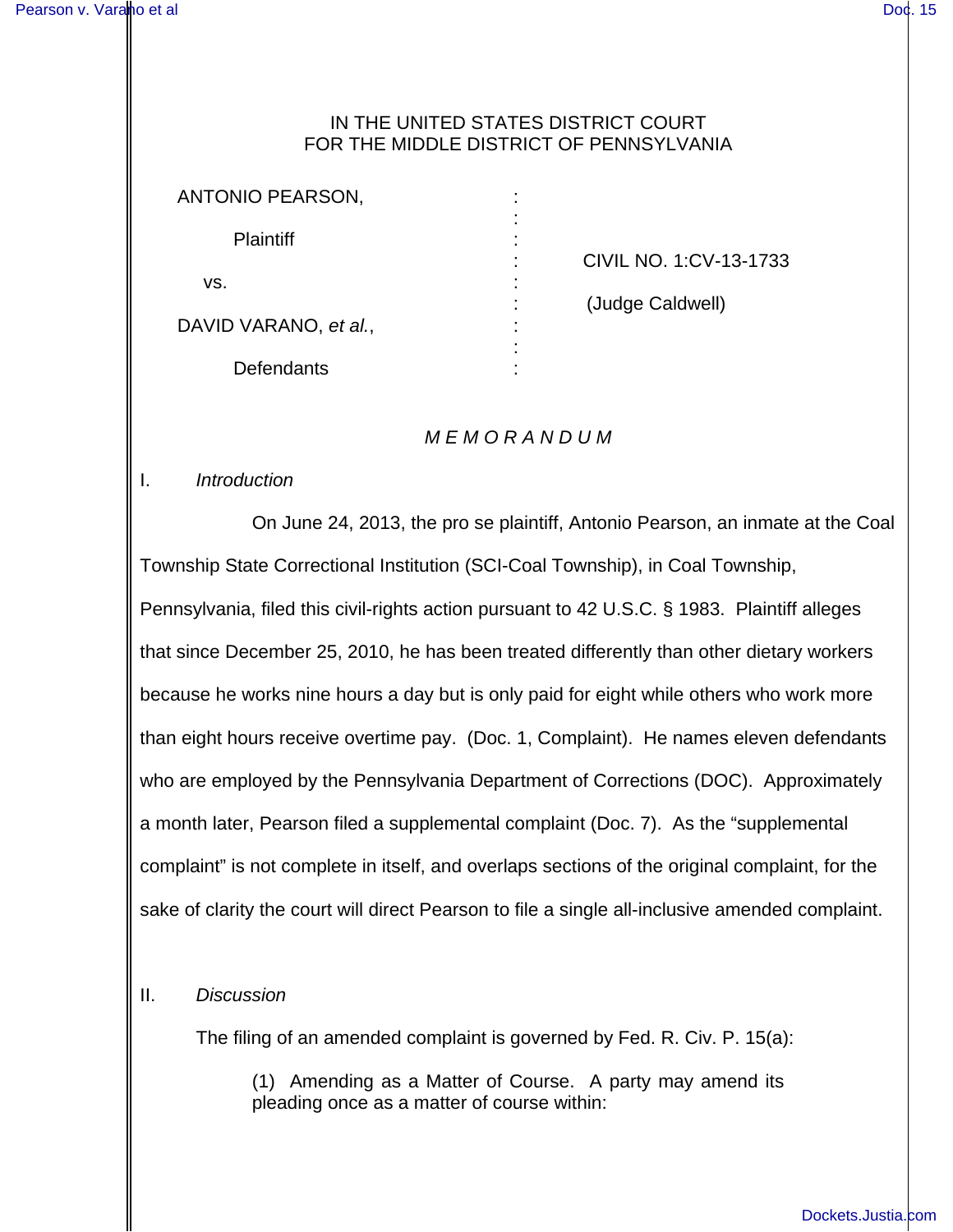IN THE UNITED STATES DISTRICT COURT
FOR THE MIDDLE DISTRICT OF PENNSYLVANIA

| | | |
|---|---|---|
| ANTONIO PEARSON, | : | |
| Plaintiff | : | CIVIL NO. 1:CV-13-1733 |
| vs. | : | (Judge Caldwell) |
| DAVID VARANO, *et al.*, | : | |
| Defendants | : | |

*M E M O R A N D U M*

## I. *Introduction*

On June 24, 2013, the pro se plaintiff, Antonio Pearson, an inmate at the Coal Township State Correctional Institution (SCI-Coal Township), in Coal Township, Pennsylvania, filed this civil-rights action pursuant to 42 U.S.C. § 1983. Plaintiff alleges that since December 25, 2010, he has been treated differently than other dietary workers because he works nine hours a day but is only paid for eight while others who work more than eight hours receive overtime pay. (Doc. 1, Complaint). He names eleven defendants who are employed by the Pennsylvania Department of Corrections (DOC). Approximately a month later, Pearson filed a supplemental complaint (Doc. 7). As the "supplemental complaint" is not complete in itself, and overlaps sections of the original complaint, for the sake of clarity the court will direct Pearson to file a single all-inclusive amended complaint.

## II. *Discussion*

The filing of an amended complaint is governed by Fed. R. Civ. P. 15(a):

> (1) Amending as a Matter of Course. A party may amend its pleading once as a matter of course within: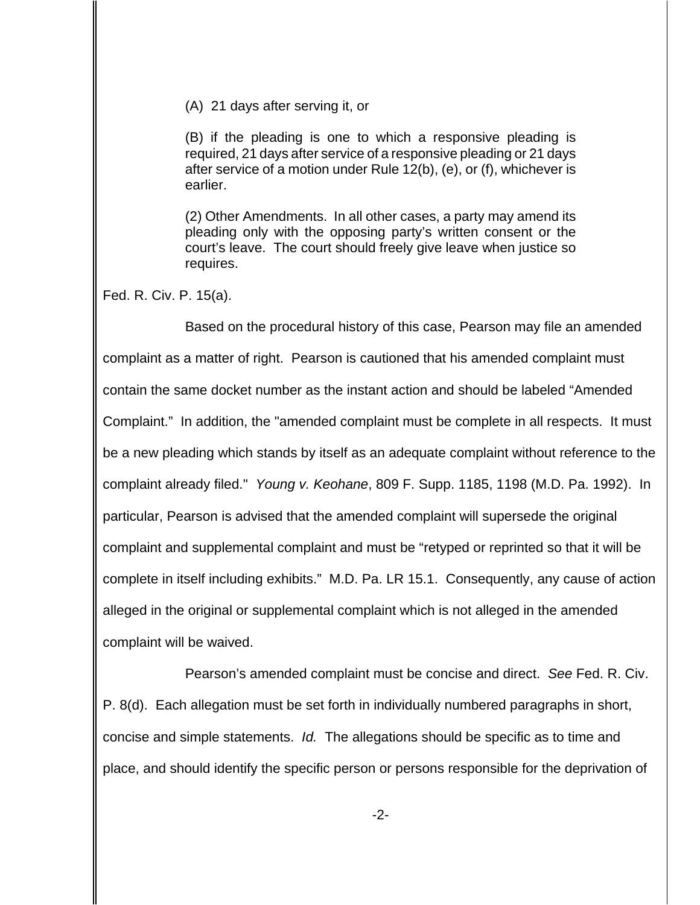> (A) 21 days after serving it, or
>
> (B) if the pleading is one to which a responsive pleading is required, 21 days after service of a responsive pleading or 21 days after service of a motion under Rule 12(b), (e), or (f), whichever is earlier.
>
> (2) Other Amendments. In all other cases, a party may amend its pleading only with the opposing party's written consent or the court's leave. The court should freely give leave when justice so requires.

Fed. R. Civ. P. 15(a).

Based on the procedural history of this case, Pearson may file an amended complaint as a matter of right. Pearson is cautioned that his amended complaint must contain the same docket number as the instant action and should be labeled "Amended Complaint." In addition, the "amended complaint must be complete in all respects. It must be a new pleading which stands by itself as an adequate complaint without reference to the complaint already filed." *Young v. Keohane*, 809 F. Supp. 1185, 1198 (M.D. Pa. 1992). In particular, Pearson is advised that the amended complaint will supersede the original complaint and supplemental complaint and must be "retyped or reprinted so that it will be complete in itself including exhibits." M.D. Pa. LR 15.1. Consequently, any cause of action alleged in the original or supplemental complaint which is not alleged in the amended complaint will be waived.

Pearson's amended complaint must be concise and direct. *See* Fed. R. Civ. P. 8(d). Each allegation must be set forth in individually numbered paragraphs in short, concise and simple statements. *Id.* The allegations should be specific as to time and place, and should identify the specific person or persons responsible for the deprivation of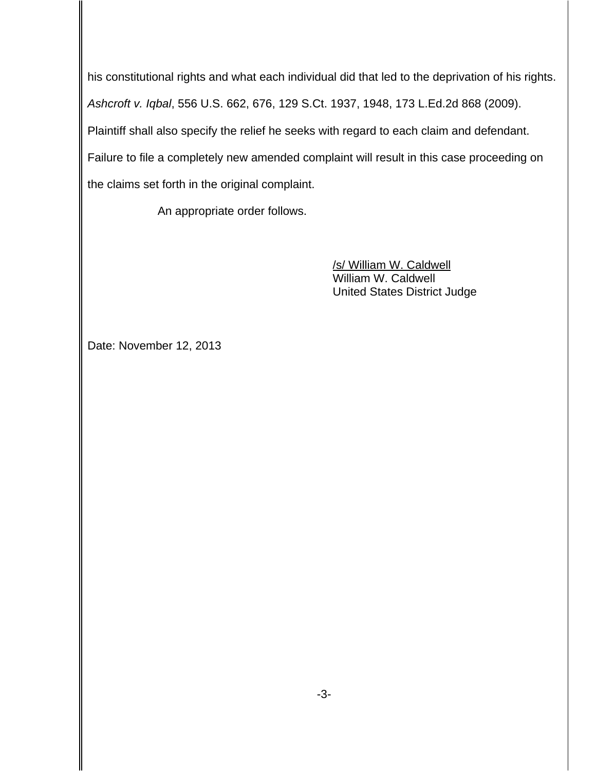his constitutional rights and what each individual did that led to the deprivation of his rights. *Ashcroft v. Iqbal*, 556 U.S. 662, 676, 129 S.Ct. 1937, 1948, 173 L.Ed.2d 868 (2009). Plaintiff shall also specify the relief he seeks with regard to each claim and defendant. Failure to file a completely new amended complaint will result in this case proceeding on the claims set forth in the original complaint.

An appropriate order follows.

/s/ William W. Caldwell
William W. Caldwell
United States District Judge

Date: November 12, 2013